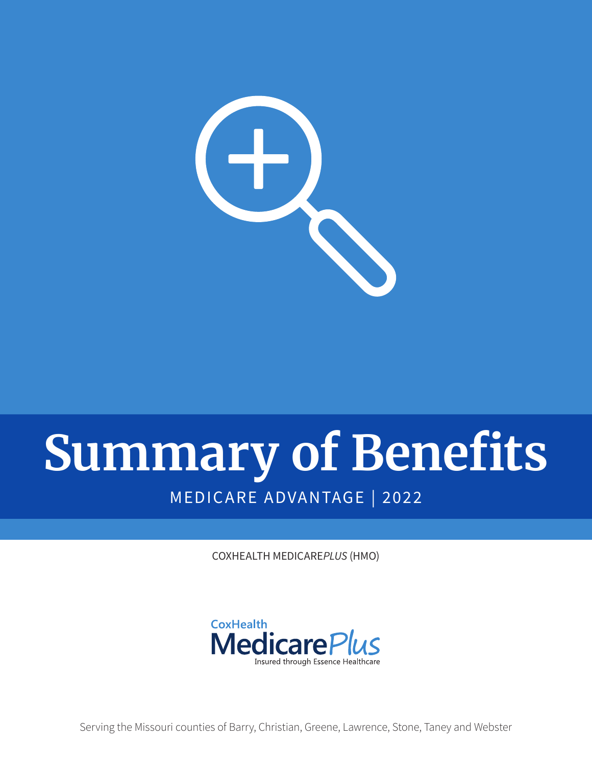# Summary of Benefits

MEDICARE ADVANTAGE | 2022

COXHEALTH MEDICARE*PLUS* (HMO)

CoxHealth MedicarePlus
Insured through Essence Healthcare

Serving the Missouri counties of Barry, Christian, Greene, Lawrence, Stone, Taney and Webster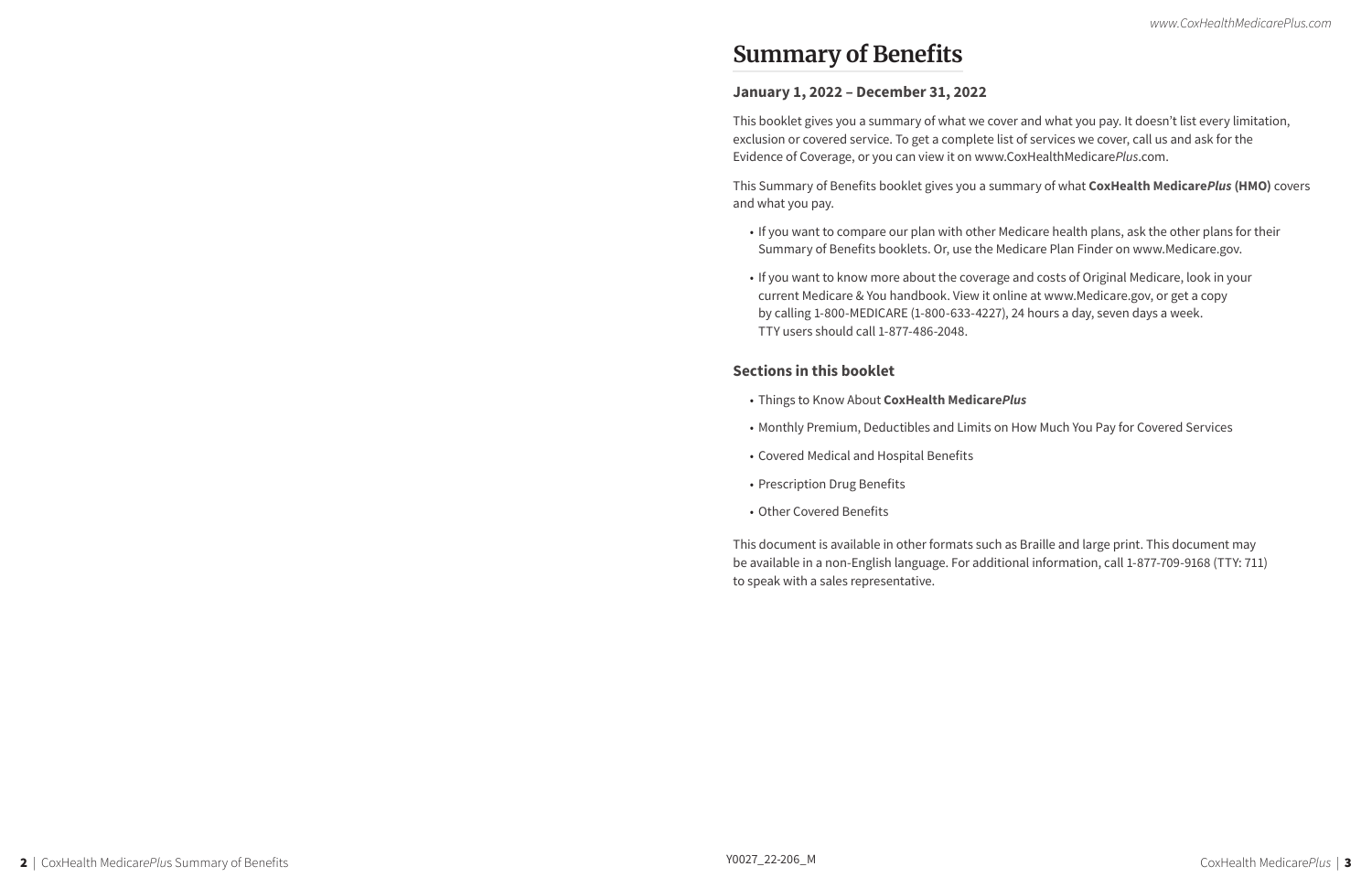# Summary of Benefits

### January 1, 2022 – December 31, 2022

This booklet gives you a summary of what we cover and what you pay. It doesn't list every limitation, exclusion or covered service. To get a complete list of services we cover, call us and ask for the Evidence of Coverage, or you can view it on www.CoxHealthMedicare*Plus*.com.

This Summary of Benefits booklet gives you a summary of what **CoxHealth Medicare*Plus* (HMO)** covers and what you pay.

- If you want to compare our plan with other Medicare health plans, ask the other plans for their Summary of Benefits booklets. Or, use the Medicare Plan Finder on www.Medicare.gov.
- If you want to know more about the coverage and costs of Original Medicare, look in your current Medicare & You handbook. View it online at www.Medicare.gov, or get a copy by calling 1-800-MEDICARE (1-800-633-4227), 24 hours a day, seven days a week. TTY users should call 1-877-486-2048.

### Sections in this booklet

- Things to Know About **CoxHealth Medicare*Plus***
- Monthly Premium, Deductibles and Limits on How Much You Pay for Covered Services
- Covered Medical and Hospital Benefits
- Prescription Drug Benefits
- Other Covered Benefits

This document is available in other formats such as Braille and large print. This document may be available in a non-English language. For additional information, call 1-877-709-9168 (TTY: 711) to speak with a sales representative.

Y0027_22-206_M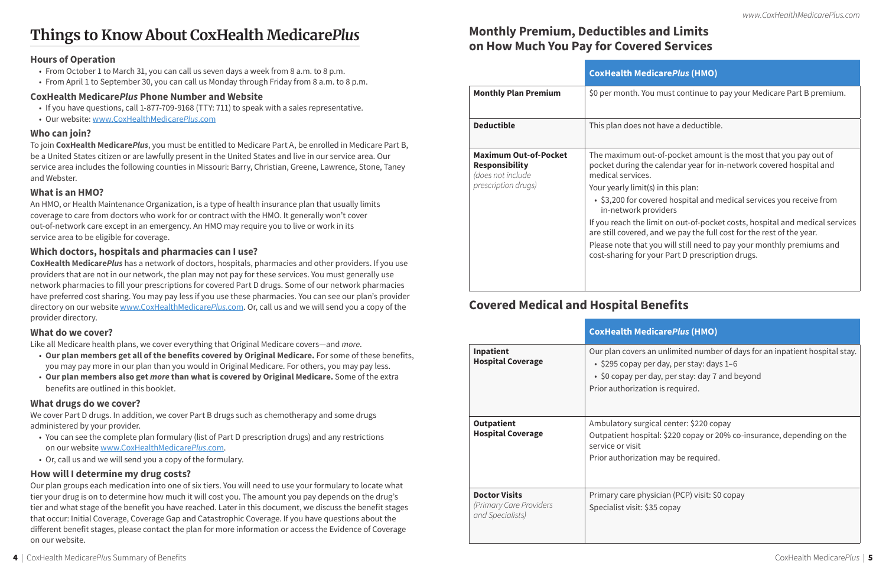# Things to Know About CoxHealth Medicare*Plus*

### Hours of Operation

- From October 1 to March 31, you can call us seven days a week from 8 a.m. to 8 p.m.
- From April 1 to September 30, you can call us Monday through Friday from 8 a.m. to 8 p.m.

### CoxHealth Medicare*Plus* Phone Number and Website

- If you have questions, call 1-877-709-9168 (TTY: 711) to speak with a sales representative.
- Our website: www.CoxHealthMedicare*Plus*.com

### Who can join?

To join **CoxHealth Medicare*Plus***, you must be entitled to Medicare Part A, be enrolled in Medicare Part B, be a United States citizen or are lawfully present in the United States and live in our service area. Our service area includes the following counties in Missouri: Barry, Christian, Greene, Lawrence, Stone, Taney and Webster.

### What is an HMO?

An HMO, or Health Maintenance Organization, is a type of health insurance plan that usually limits coverage to care from doctors who work for or contract with the HMO. It generally won't cover out-of-network care except in an emergency. An HMO may require you to live or work in its service area to be eligible for coverage.

### Which doctors, hospitals and pharmacies can I use?

**CoxHealth Medicare*Plus*** has a network of doctors, hospitals, pharmacies and other providers. If you use providers that are not in our network, the plan may not pay for these services. You must generally use network pharmacies to fill your prescriptions for covered Part D drugs. Some of our network pharmacies have preferred cost sharing. You may pay less if you use these pharmacies. You can see our plan's provider directory on our website www.CoxHealthMedicare*Plus*.com. Or, call us and we will send you a copy of the provider directory.

### What do we cover?

Like all Medicare health plans, we cover everything that Original Medicare covers—and *more*.

- **Our plan members get all of the benefits covered by Original Medicare.** For some of these benefits, you may pay more in our plan than you would in Original Medicare. For others, you may pay less.
- **Our plan members also get *more* than what is covered by Original Medicare.** Some of the extra benefits are outlined in this booklet.

### What drugs do we cover?

We cover Part D drugs. In addition, we cover Part B drugs such as chemotherapy and some drugs administered by your provider.

- You can see the complete plan formulary (list of Part D prescription drugs) and any restrictions on our website www.CoxHealthMedicare*Plus*.com.
- Or, call us and we will send you a copy of the formulary.

### How will I determine my drug costs?

Our plan groups each medication into one of six tiers. You will need to use your formulary to locate what tier your drug is on to determine how much it will cost you. The amount you pay depends on the drug's tier and what stage of the benefit you have reached. Later in this document, we discuss the benefit stages that occur: Initial Coverage, Coverage Gap and Catastrophic Coverage. If you have questions about the different benefit stages, please contact the plan for more information or access the Evidence of Coverage on our website.

## Monthly Premium, Deductibles and Limits on How Much You Pay for Covered Services

| | CoxHealth Medicare*Plus* (HMO) |
|---|---|
| **Monthly Plan Premium** | $0 per month. You must continue to pay your Medicare Part B premium. |
| **Deductible** | This plan does not have a deductible. |
| **Maximum Out-of-Pocket Responsibility** *(does not include prescription drugs)* | The maximum out-of-pocket amount is the most that you pay out of pocket during the calendar year for in-network covered hospital and medical services.<br>Your yearly limit(s) in this plan:<br>• $3,200 for covered hospital and medical services you receive from in-network providers<br>If you reach the limit on out-of-pocket costs, hospital and medical services are still covered, and we pay the full cost for the rest of the year.<br>Please note that you will still need to pay your monthly premiums and cost-sharing for your Part D prescription drugs. |

## Covered Medical and Hospital Benefits

| | CoxHealth Medicare*Plus* (HMO) |
|---|---|
| **Inpatient Hospital Coverage** | Our plan covers an unlimited number of days for an inpatient hospital stay.<br>• $295 copay per day, per stay: days 1–6<br>• $0 copay per day, per stay: day 7 and beyond<br>Prior authorization is required. |
| **Outpatient Hospital Coverage** | Ambulatory surgical center: $220 copay<br>Outpatient hospital: $220 copay or 20% co-insurance, depending on the service or visit<br>Prior authorization may be required. |
| **Doctor Visits** *(Primary Care Providers and Specialists)* | Primary care physician (PCP) visit: $0 copay<br>Specialist visit: $35 copay |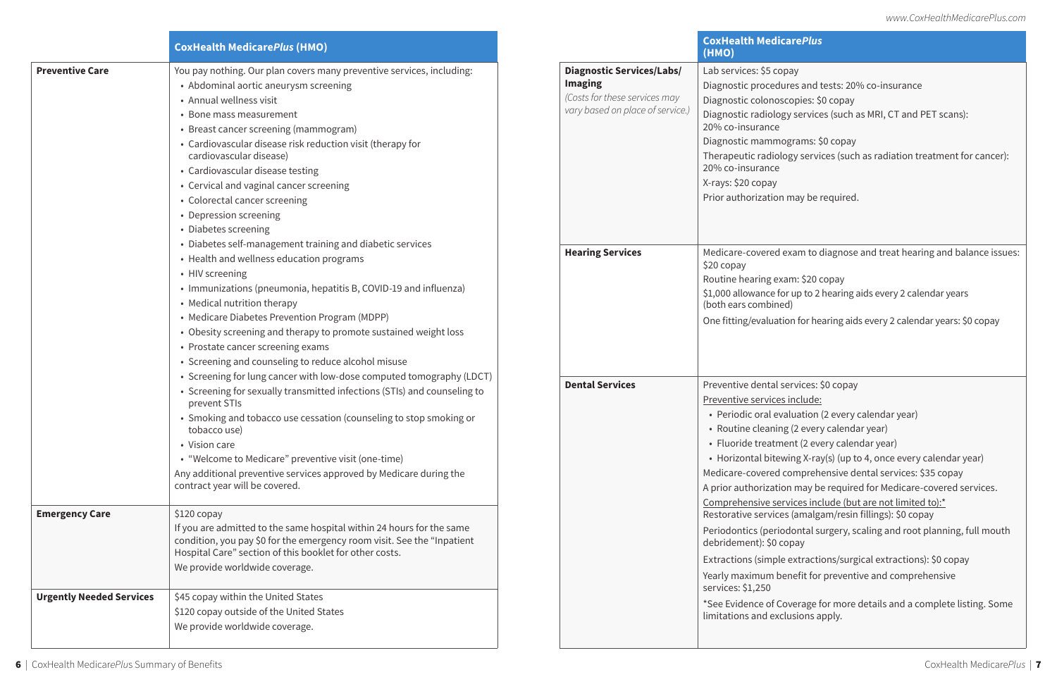| | CoxHealth Medicare*Plus* (HMO) |
|---|---|
| **Preventive Care** | You pay nothing. Our plan covers many preventive services, including:<br>• Abdominal aortic aneurysm screening<br>• Annual wellness visit<br>• Bone mass measurement<br>• Breast cancer screening (mammogram)<br>• Cardiovascular disease risk reduction visit (therapy for cardiovascular disease)<br>• Cardiovascular disease testing<br>• Cervical and vaginal cancer screening<br>• Colorectal cancer screening<br>• Depression screening<br>• Diabetes screening<br>• Diabetes self-management training and diabetic services<br>• Health and wellness education programs<br>• HIV screening<br>• Immunizations (pneumonia, hepatitis B, COVID-19 and influenza)<br>• Medical nutrition therapy<br>• Medicare Diabetes Prevention Program (MDPP)<br>• Obesity screening and therapy to promote sustained weight loss<br>• Prostate cancer screening exams<br>• Screening and counseling to reduce alcohol misuse<br>• Screening for lung cancer with low-dose computed tomography (LDCT)<br>• Screening for sexually transmitted infections (STIs) and counseling to prevent STIs<br>• Smoking and tobacco use cessation (counseling to stop smoking or tobacco use)<br>• Vision care<br>• "Welcome to Medicare" preventive visit (one-time)<br>Any additional preventive services approved by Medicare during the contract year will be covered. |
| **Emergency Care** | $120 copay<br>If you are admitted to the same hospital within 24 hours for the same condition, you pay $0 for the emergency room visit. See the "Inpatient Hospital Care" section of this booklet for other costs.<br>We provide worldwide coverage. |
| **Urgently Needed Services** | $45 copay within the United States<br>$120 copay outside of the United States<br>We provide worldwide coverage. |

| | CoxHealth Medicare*Plus* (HMO) |
|---|---|
| **Diagnostic Services/Labs/ Imaging**<br>*(Costs for these services may vary based on place of service.)* | Lab services: $5 copay<br>Diagnostic procedures and tests: 20% co-insurance<br>Diagnostic colonoscopies: $0 copay<br>Diagnostic radiology services (such as MRI, CT and PET scans): 20% co-insurance<br>Diagnostic mammograms: $0 copay<br>Therapeutic radiology services (such as radiation treatment for cancer): 20% co-insurance<br>X-rays: $20 copay<br>Prior authorization may be required. |
| **Hearing Services** | Medicare-covered exam to diagnose and treat hearing and balance issues: $20 copay<br>Routine hearing exam: $20 copay<br>$1,000 allowance for up to 2 hearing aids every 2 calendar years (both ears combined)<br>One fitting/evaluation for hearing aids every 2 calendar years: $0 copay |
| **Dental Services** | Preventive dental services: $0 copay<br>Preventive services include:<br>• Periodic oral evaluation (2 every calendar year)<br>• Routine cleaning (2 every calendar year)<br>• Fluoride treatment (2 every calendar year)<br>• Horizontal bitewing X-ray(s) (up to 4, once every calendar year)<br>Medicare-covered comprehensive dental services: $35 copay<br>A prior authorization may be required for Medicare-covered services.<br>Comprehensive services include (but are not limited to):*<br>Restorative services (amalgam/resin fillings): $0 copay<br>Periodontics (periodontal surgery, scaling and root planning, full mouth debridement): $0 copay<br>Extractions (simple extractions/surgical extractions): $0 copay<br>Yearly maximum benefit for preventive and comprehensive services: $1,250<br>*See Evidence of Coverage for more details and a complete listing. Some limitations and exclusions apply. |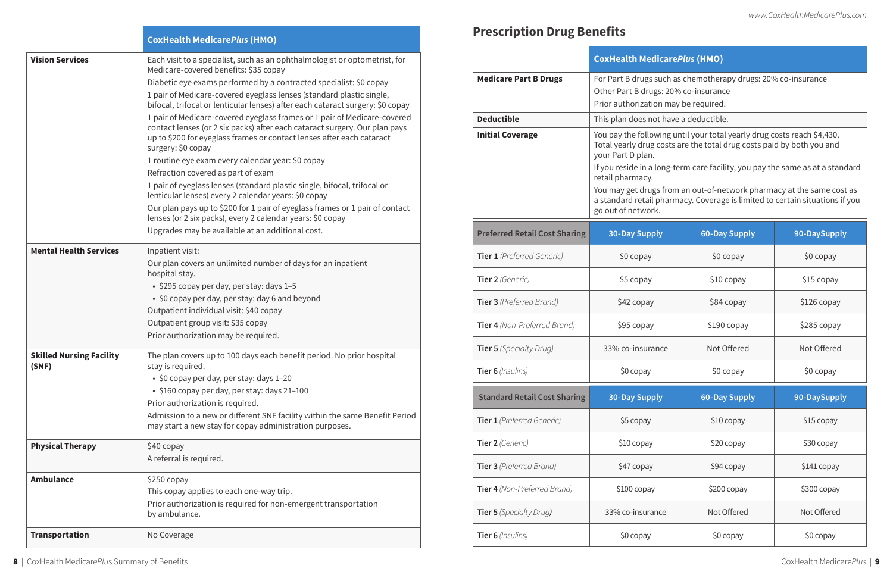| | CoxHealth Medicare*Plus* (HMO) |
|---|---|
| **Vision Services** | Each visit to a specialist, such as an ophthalmologist or optometrist, for Medicare-covered benefits: $35 copay<br>Diabetic eye exams performed by a contracted specialist: $0 copay<br>1 pair of Medicare-covered eyeglass lenses (standard plastic single, bifocal, trifocal or lenticular lenses) after each cataract surgery: $0 copay<br>1 pair of Medicare-covered eyeglass frames or 1 pair of Medicare-covered contact lenses (or 2 six packs) after each cataract surgery. Our plan pays up to $200 for eyeglass frames or contact lenses after each cataract surgery: $0 copay<br>1 routine eye exam every calendar year: $0 copay<br>Refraction covered as part of exam<br>1 pair of eyeglass lenses (standard plastic single, bifocal, trifocal or lenticular lenses) every 2 calendar years: $0 copay<br>Our plan pays up to $200 for 1 pair of eyeglass frames or 1 pair of contact lenses (or 2 six packs), every 2 calendar years: $0 copay<br>Upgrades may be available at an additional cost. |
| **Mental Health Services** | Inpatient visit:<br>Our plan covers an unlimited number of days for an inpatient hospital stay.<br>• $295 copay per day, per stay: days 1–5<br>• $0 copay per day, per stay: day 6 and beyond<br>Outpatient individual visit: $40 copay<br>Outpatient group visit: $35 copay<br>Prior authorization may be required. |
| **Skilled Nursing Facility (SNF)** | The plan covers up to 100 days each benefit period. No prior hospital stay is required.<br>• $0 copay per day, per stay: days 1–20<br>• $160 copay per day, per stay: days 21–100<br>Prior authorization is required.<br>Admission to a new or different SNF facility within the same Benefit Period may start a new stay for copay administration purposes. |
| **Physical Therapy** | $40 copay<br>A referral is required. |
| **Ambulance** | $250 copay<br>This copay applies to each one-way trip.<br>Prior authorization is required for non-emergent transportation by ambulance. |
| **Transportation** | No Coverage |

## Prescription Drug Benefits

| | CoxHealth Medicare*Plus* (HMO) |
|---|---|
| **Medicare Part B Drugs** | For Part B drugs such as chemotherapy drugs: 20% co-insurance<br>Other Part B drugs: 20% co-insurance<br>Prior authorization may be required. |
| **Deductible** | This plan does not have a deductible. |
| **Initial Coverage** | You pay the following until your total yearly drug costs reach $4,430. Total yearly drug costs are the total drug costs paid by both you and your Part D plan.<br>If you reside in a long-term care facility, you pay the same as at a standard retail pharmacy.<br>You may get drugs from an out-of-network pharmacy at the same cost as a standard retail pharmacy. Coverage is limited to certain situations if you go out of network. |

| Preferred Retail Cost Sharing | 30-Day Supply | 60-Day Supply | 90-DaySupply |
|---|---|---|---|
| **Tier 1** *(Preferred Generic)* | $0 copay | $0 copay | $0 copay |
| **Tier 2** *(Generic)* | $5 copay | $10 copay | $15 copay |
| **Tier 3** *(Preferred Brand)* | $42 copay | $84 copay | $126 copay |
| **Tier 4** *(Non-Preferred Brand)* | $95 copay | $190 copay | $285 copay |
| **Tier 5** *(Specialty Drug)* | 33% co-insurance | Not Offered | Not Offered |
| **Tier 6** *(Insulins)* | $0 copay | $0 copay | $0 copay |

| Standard Retail Cost Sharing | 30-Day Supply | 60-Day Supply | 90-DaySupply |
|---|---|---|---|
| **Tier 1** *(Preferred Generic)* | $5 copay | $10 copay | $15 copay |
| **Tier 2** *(Generic)* | $10 copay | $20 copay | $30 copay |
| **Tier 3** *(Preferred Brand)* | $47 copay | $94 copay | $141 copay |
| **Tier 4** *(Non-Preferred Brand)* | $100 copay | $200 copay | $300 copay |
| **Tier 5** *(Specialty Drug)* | 33% co-insurance | Not Offered | Not Offered |
| **Tier 6** *(Insulins)* | $0 copay | $0 copay | $0 copay |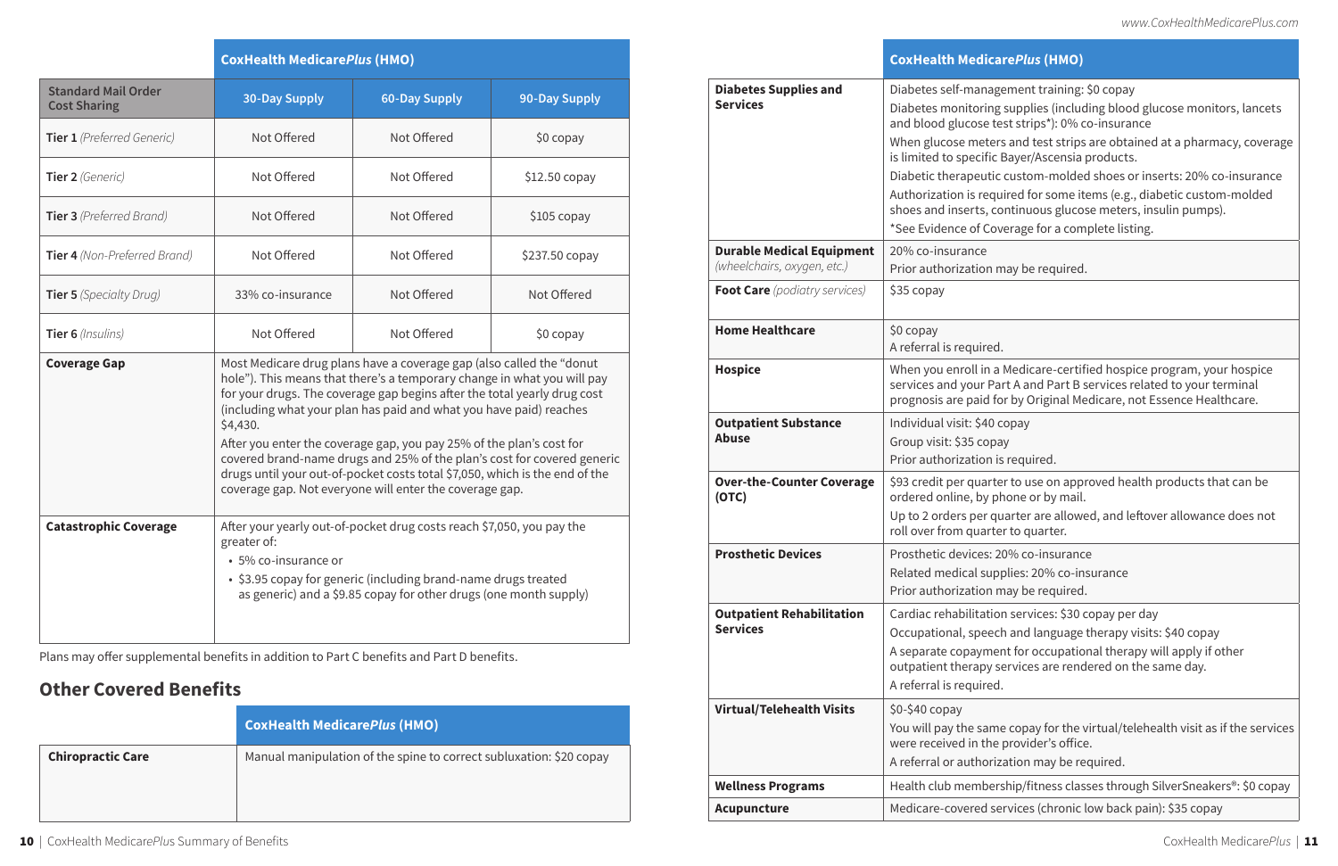| | CoxHealth Medicare*Plus* (HMO) | | |
|---|---|---|---|
| Standard Mail Order Cost Sharing | 30-Day Supply | 60-Day Supply | 90-Day Supply |
| **Tier 1** *(Preferred Generic)* | Not Offered | Not Offered | $0 copay |
| **Tier 2** *(Generic)* | Not Offered | Not Offered | $12.50 copay |
| **Tier 3** *(Preferred Brand)* | Not Offered | Not Offered | $105 copay |
| **Tier 4** *(Non-Preferred Brand)* | Not Offered | Not Offered | $237.50 copay |
| **Tier 5** *(Specialty Drug)* | 33% co-insurance | Not Offered | Not Offered |
| **Tier 6** *(Insulins)* | Not Offered | Not Offered | $0 copay |
| **Coverage Gap** | Most Medicare drug plans have a coverage gap (also called the "donut hole"). This means that there's a temporary change in what you will pay for your drugs. The coverage gap begins after the total yearly drug cost (including what your plan has paid and what you have paid) reaches $4,430. After you enter the coverage gap, you pay 25% of the plan's cost for covered brand-name drugs and 25% of the plan's cost for covered generic drugs until your out-of-pocket costs total $7,050, which is the end of the coverage gap. Not everyone will enter the coverage gap. | | |
| **Catastrophic Coverage** | After your yearly out-of-pocket drug costs reach $7,050, you pay the greater of: • 5% co-insurance or • $3.95 copay for generic (including brand-name drugs treated as generic) and a $9.85 copay for other drugs (one month supply) | | |

Plans may offer supplemental benefits in addition to Part C benefits and Part D benefits.

## Other Covered Benefits

| | CoxHealth Medicare*Plus* (HMO) |
|---|---|
| **Chiropractic Care** | Manual manipulation of the spine to correct subluxation: $20 copay |
| **Diabetes Supplies and Services** | Diabetes self-management training: $0 copay<br>Diabetes monitoring supplies (including blood glucose monitors, lancets and blood glucose test strips*): 0% co-insurance<br>When glucose meters and test strips are obtained at a pharmacy, coverage is limited to specific Bayer/Ascensia products.<br>Diabetic therapeutic custom-molded shoes or inserts: 20% co-insurance<br>Authorization is required for some items (e.g., diabetic custom-molded shoes and inserts, continuous glucose meters, insulin pumps).<br>*See Evidence of Coverage for a complete listing. |
| **Durable Medical Equipment** *(wheelchairs, oxygen, etc.)* | 20% co-insurance<br>Prior authorization may be required. |
| **Foot Care** *(podiatry services)* | $35 copay |
| **Home Healthcare** | $0 copay<br>A referral is required. |
| **Hospice** | When you enroll in a Medicare-certified hospice program, your hospice services and your Part A and Part B services related to your terminal prognosis are paid for by Original Medicare, not Essence Healthcare. |
| **Outpatient Substance Abuse** | Individual visit: $40 copay<br>Group visit: $35 copay<br>Prior authorization is required. |
| **Over-the-Counter Coverage (OTC)** | $93 credit per quarter to use on approved health products that can be ordered online, by phone or by mail.<br>Up to 2 orders per quarter are allowed, and leftover allowance does not roll over from quarter to quarter. |
| **Prosthetic Devices** | Prosthetic devices: 20% co-insurance<br>Related medical supplies: 20% co-insurance<br>Prior authorization may be required. |
| **Outpatient Rehabilitation Services** | Cardiac rehabilitation services: $30 copay per day<br>Occupational, speech and language therapy visits: $40 copay<br>A separate copayment for occupational therapy will apply if other outpatient therapy services are rendered on the same day.<br>A referral is required. |
| **Virtual/Telehealth Visits** | $0-$40 copay<br>You will pay the same copay for the virtual/telehealth visit as if the services were received in the provider's office.<br>A referral or authorization may be required. |
| **Wellness Programs** | Health club membership/fitness classes through SilverSneakers®: $0 copay |
| **Acupuncture** | Medicare-covered services (chronic low back pain): $35 copay |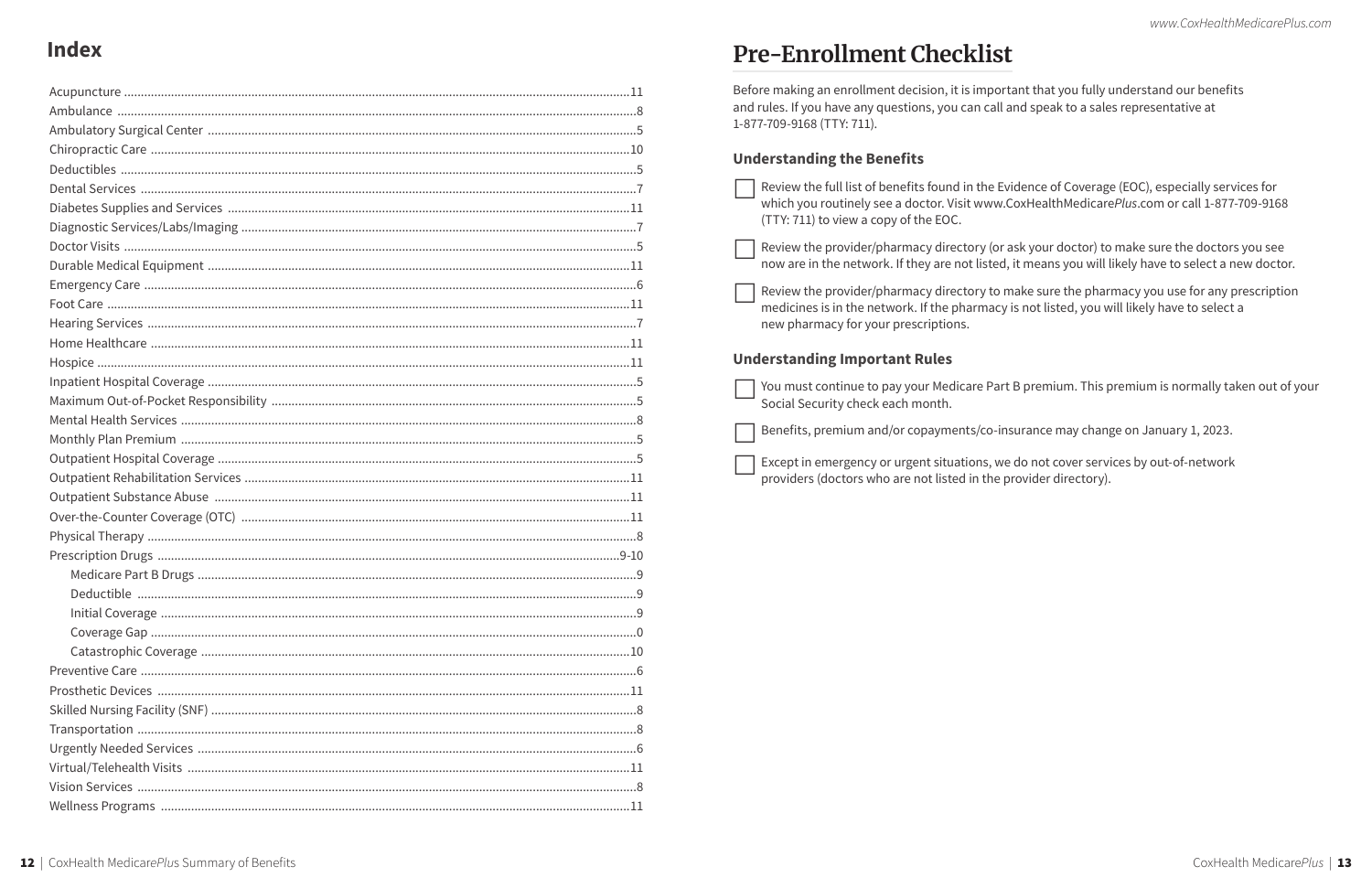## Index

| | |
|---|---|
| Acupuncture | 11 |
| Ambulance | 8 |
| Ambulatory Surgical Center | 5 |
| Chiropractic Care | 10 |
| Deductibles | 5 |
| Dental Services | 7 |
| Diabetes Supplies and Services | 11 |
| Diagnostic Services/Labs/Imaging | 7 |
| Doctor Visits | 5 |
| Durable Medical Equipment | 11 |
| Emergency Care | 6 |
| Foot Care | 11 |
| Hearing Services | 7 |
| Home Healthcare | 11 |
| Hospice | 11 |
| Inpatient Hospital Coverage | 5 |
| Maximum Out-of-Pocket Responsibility | 5 |
| Mental Health Services | 8 |
| Monthly Plan Premium | 5 |
| Outpatient Hospital Coverage | 5 |
| Outpatient Rehabilitation Services | 11 |
| Outpatient Substance Abuse | 11 |
| Over-the-Counter Coverage (OTC) | 11 |
| Physical Therapy | 8 |
| Prescription Drugs | 9-10 |
| Medicare Part B Drugs | 9 |
| Deductible | 9 |
| Initial Coverage | 9 |
| Coverage Gap | 0 |
| Catastrophic Coverage | 10 |
| Preventive Care | 6 |
| Prosthetic Devices | 11 |
| Skilled Nursing Facility (SNF) | 8 |
| Transportation | 8 |
| Urgently Needed Services | 6 |
| Virtual/Telehealth Visits | 11 |
| Vision Services | 8 |
| Wellness Programs | 11 |

# Pre-Enrollment Checklist

Before making an enrollment decision, it is important that you fully understand our benefits and rules. If you have any questions, you can call and speak to a sales representative at 1-877-709-9168 (TTY: 711).

### Understanding the Benefits

- ☐ Review the full list of benefits found in the Evidence of Coverage (EOC), especially services for which you routinely see a doctor. Visit www.CoxHealthMedicare*Plus*.com or call 1-877-709-9168 (TTY: 711) to view a copy of the EOC.
- ☐ Review the provider/pharmacy directory (or ask your doctor) to make sure the doctors you see now are in the network. If they are not listed, it means you will likely have to select a new doctor.
- ☐ Review the provider/pharmacy directory to make sure the pharmacy you use for any prescription medicines is in the network. If the pharmacy is not listed, you will likely have to select a new pharmacy for your prescriptions.

### Understanding Important Rules

- ☐ You must continue to pay your Medicare Part B premium. This premium is normally taken out of your Social Security check each month.
- ☐ Benefits, premium and/or copayments/co-insurance may change on January 1, 2023.
- ☐ Except in emergency or urgent situations, we do not cover services by out-of-network providers (doctors who are not listed in the provider directory).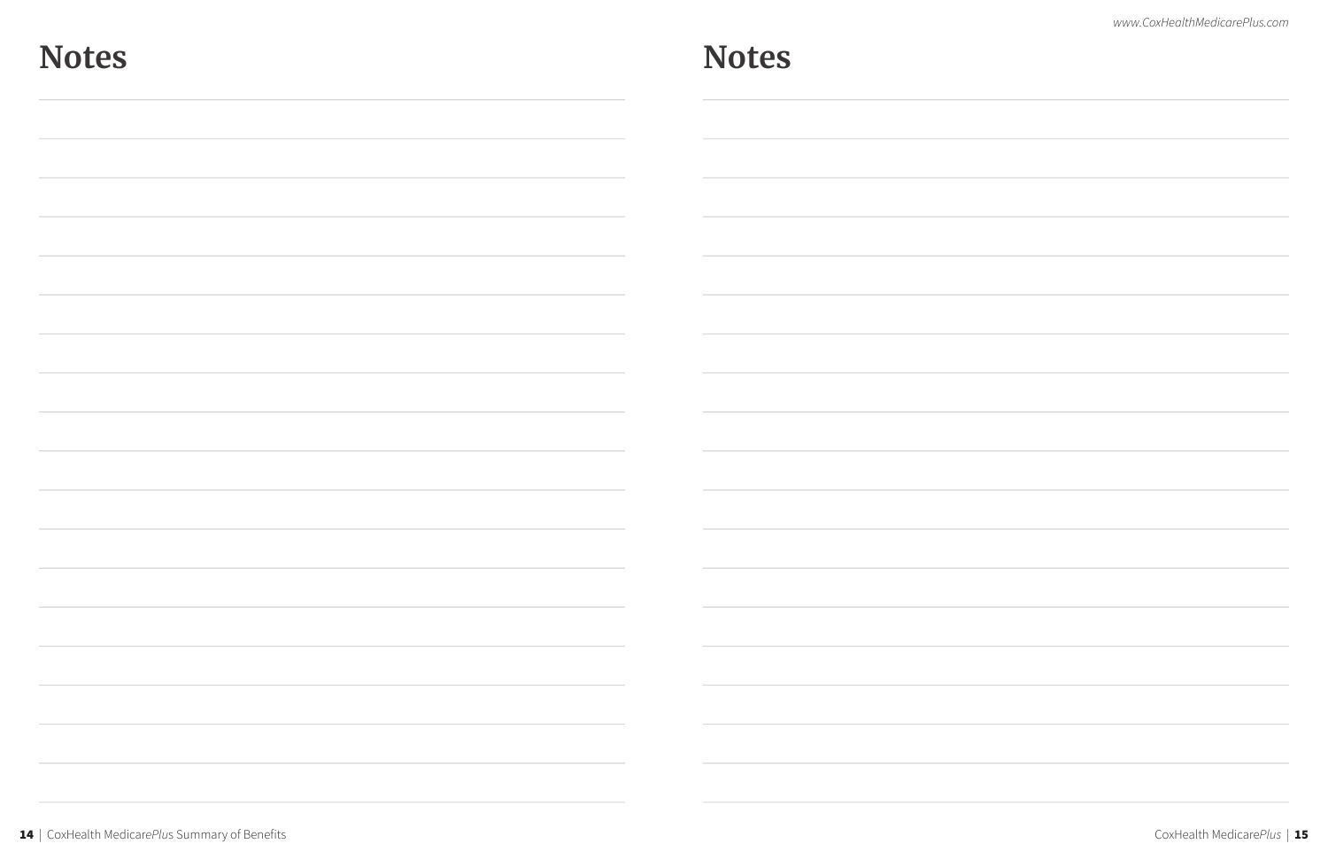# Notes

# Notes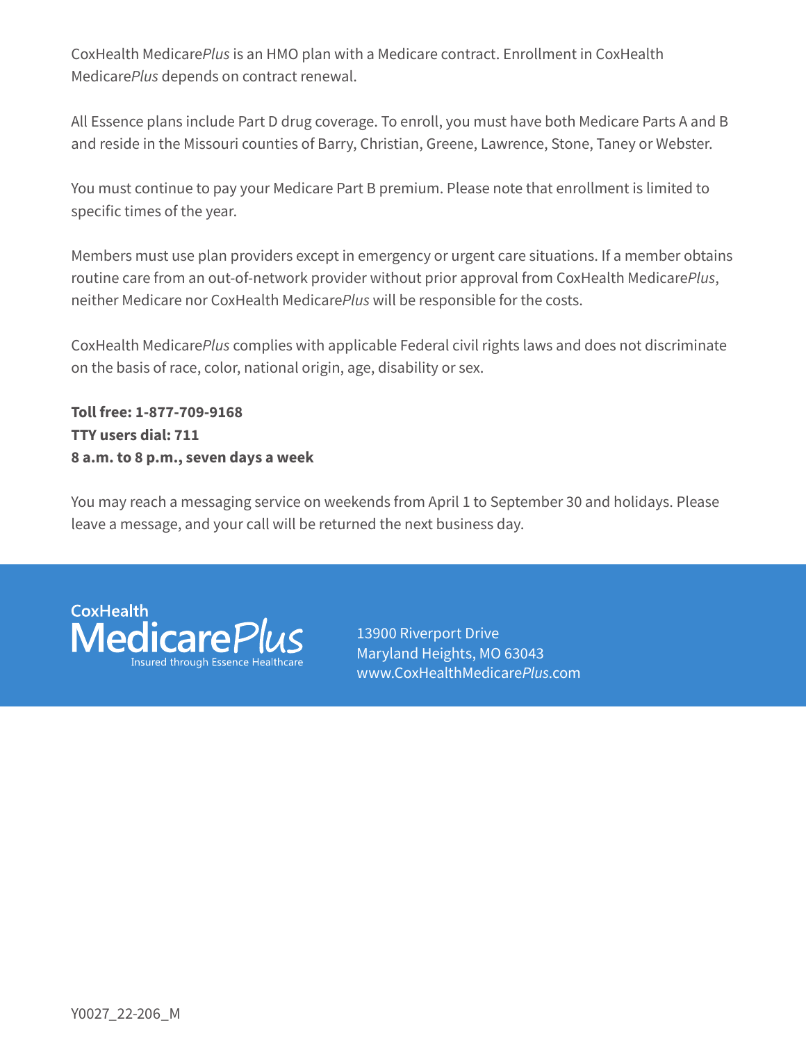CoxHealth Medicare*Plus* is an HMO plan with a Medicare contract. Enrollment in CoxHealth Medicare*Plus* depends on contract renewal.

All Essence plans include Part D drug coverage. To enroll, you must have both Medicare Parts A and B and reside in the Missouri counties of Barry, Christian, Greene, Lawrence, Stone, Taney or Webster.

You must continue to pay your Medicare Part B premium. Please note that enrollment is limited to specific times of the year.

Members must use plan providers except in emergency or urgent care situations. If a member obtains routine care from an out-of-network provider without prior approval from CoxHealth Medicare*Plus*, neither Medicare nor CoxHealth Medicare*Plus* will be responsible for the costs.

CoxHealth Medicare*Plus* complies with applicable Federal civil rights laws and does not discriminate on the basis of race, color, national origin, age, disability or sex.

**Toll free: 1-877-709-9168**
**TTY users dial: 711**
**8 a.m. to 8 p.m., seven days a week**

You may reach a messaging service on weekends from April 1 to September 30 and holidays. Please leave a message, and your call will be returned the next business day.

CoxHealth
Medicare*Plus*
Insured through Essence Healthcare

13900 Riverport Drive
Maryland Heights, MO 63043
www.CoxHealthMedicare*Plus*.com

Y0027_22-206_M